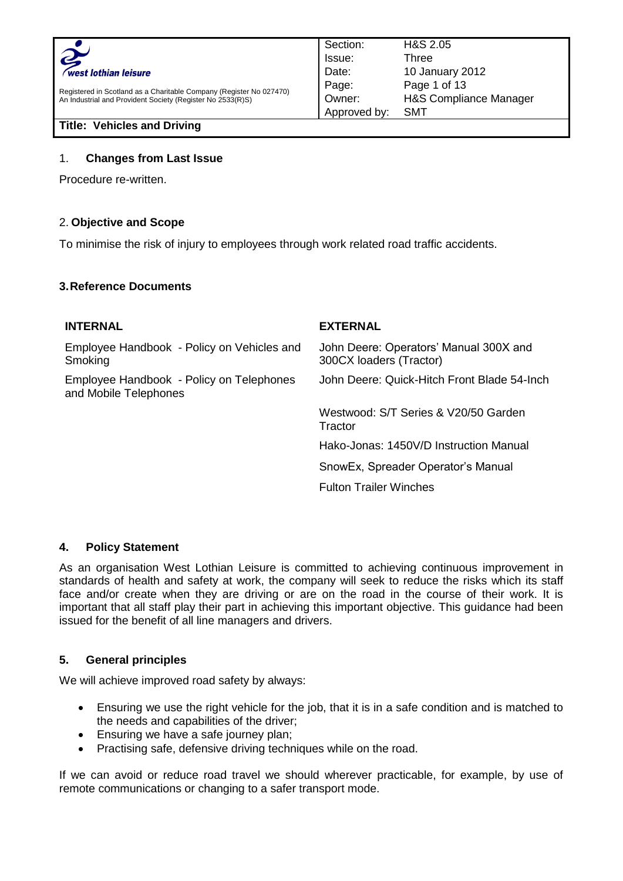| west lothian leisure<br>Registered in Scotland as a Charitable Company (Register No 027470)<br>An Industrial and Provident Society (Register No 2533(R)S) | Section: | H&S 2.05 |
|---|---|---|
| | Issue: | Three |
| | Date: | 10 January 2012 |
| | Owner: | H&S Compliance Manager |
| | Approved by: | SMT |

**Title: Vehicles and Driving**

## 1. Changes from Last Issue

Procedure re-written.

## 2. Objective and Scope

To minimise the risk of injury to employees through work related road traffic accidents.

## 3. Reference Documents

| INTERNAL | EXTERNAL |
|---|---|
| Employee Handbook - Policy on Vehicles and Smoking | John Deere: Operators' Manual 300X and 300CX loaders (Tractor) |
| Employee Handbook - Policy on Telephones and Mobile Telephones | John Deere: Quick-Hitch Front Blade 54-Inch |
| | Westwood: S/T Series & V20/50 Garden Tractor |
| | Hako-Jonas: 1450V/D Instruction Manual |
| | SnowEx, Spreader Operator's Manual |
| | Fulton Trailer Winches |

## 4. Policy Statement

As an organisation West Lothian Leisure is committed to achieving continuous improvement in standards of health and safety at work, the company will seek to reduce the risks which its staff face and/or create when they are driving or are on the road in the course of their work. It is important that all staff play their part in achieving this important objective. This guidance had been issued for the benefit of all line managers and drivers.

## 5. General principles

We will achieve improved road safety by always:

- Ensuring we use the right vehicle for the job, that it is in a safe condition and is matched to the needs and capabilities of the driver;
- Ensuring we have a safe journey plan;
- Practising safe, defensive driving techniques while on the road.

If we can avoid or reduce road travel we should wherever practicable, for example, by use of remote communications or changing to a safer transport mode.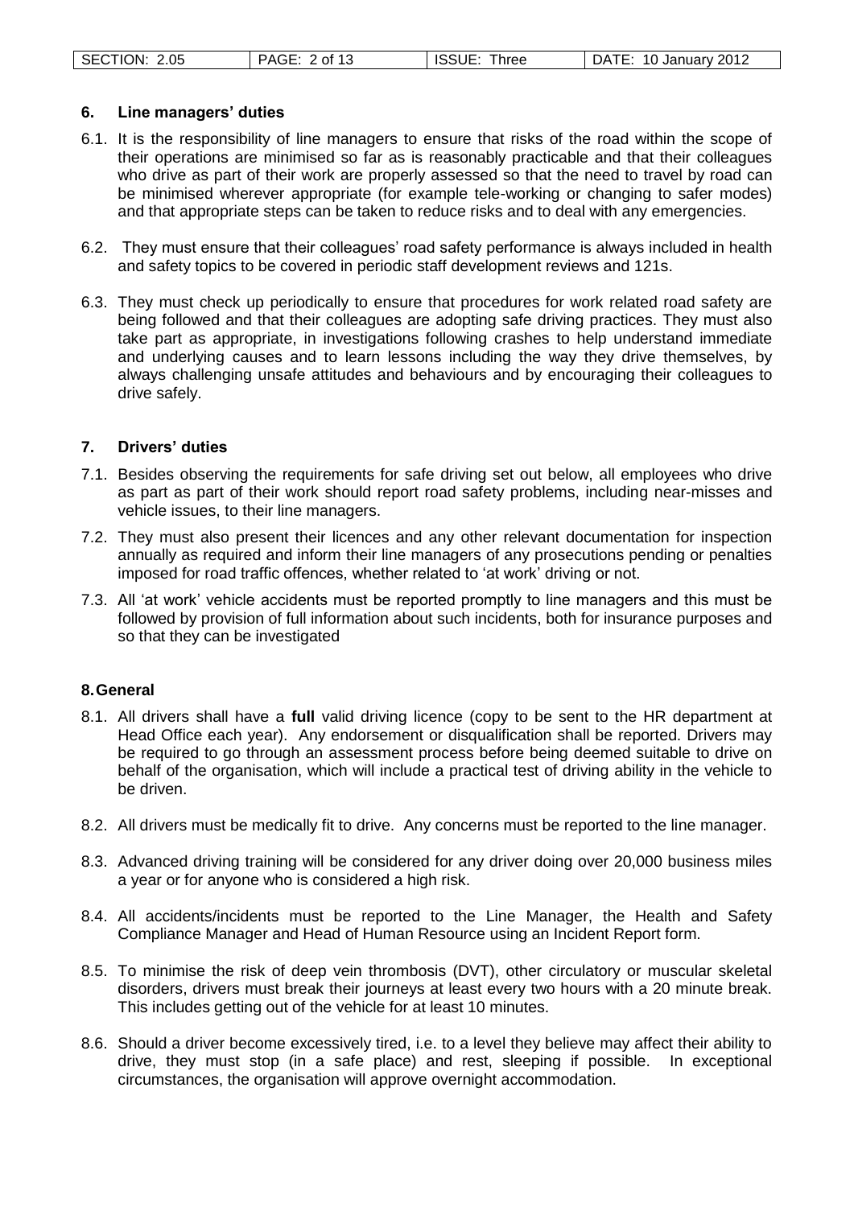## 6. Line managers' duties

6.1. It is the responsibility of line managers to ensure that risks of the road within the scope of their operations are minimised so far as is reasonably practicable and that their colleagues who drive as part of their work are properly assessed so that the need to travel by road can be minimised wherever appropriate (for example tele-working or changing to safer modes) and that appropriate steps can be taken to reduce risks and to deal with any emergencies.

6.2. They must ensure that their colleagues' road safety performance is always included in health and safety topics to be covered in periodic staff development reviews and 121s.

6.3. They must check up periodically to ensure that procedures for work related road safety are being followed and that their colleagues are adopting safe driving practices. They must also take part as appropriate, in investigations following crashes to help understand immediate and underlying causes and to learn lessons including the way they drive themselves, by always challenging unsafe attitudes and behaviours and by encouraging their colleagues to drive safely.

## 7. Drivers' duties

7.1. Besides observing the requirements for safe driving set out below, all employees who drive as part as part of their work should report road safety problems, including near-misses and vehicle issues, to their line managers.

7.2. They must also present their licences and any other relevant documentation for inspection annually as required and inform their line managers of any prosecutions pending or penalties imposed for road traffic offences, whether related to 'at work' driving or not.

7.3. All 'at work' vehicle accidents must be reported promptly to line managers and this must be followed by provision of full information about such incidents, both for insurance purposes and so that they can be investigated

## 8. General

8.1. All drivers shall have a **full** valid driving licence (copy to be sent to the HR department at Head Office each year). Any endorsement or disqualification shall be reported. Drivers may be required to go through an assessment process before being deemed suitable to drive on behalf of the organisation, which will include a practical test of driving ability in the vehicle to be driven.

8.2. All drivers must be medically fit to drive. Any concerns must be reported to the line manager.

8.3. Advanced driving training will be considered for any driver doing over 20,000 business miles a year or for anyone who is considered a high risk.

8.4. All accidents/incidents must be reported to the Line Manager, the Health and Safety Compliance Manager and Head of Human Resource using an Incident Report form.

8.5. To minimise the risk of deep vein thrombosis (DVT), other circulatory or muscular skeletal disorders, drivers must break their journeys at least every two hours with a 20 minute break. This includes getting out of the vehicle for at least 10 minutes.

8.6. Should a driver become excessively tired, i.e. to a level they believe may affect their ability to drive, they must stop (in a safe place) and rest, sleeping if possible. In exceptional circumstances, the organisation will approve overnight accommodation.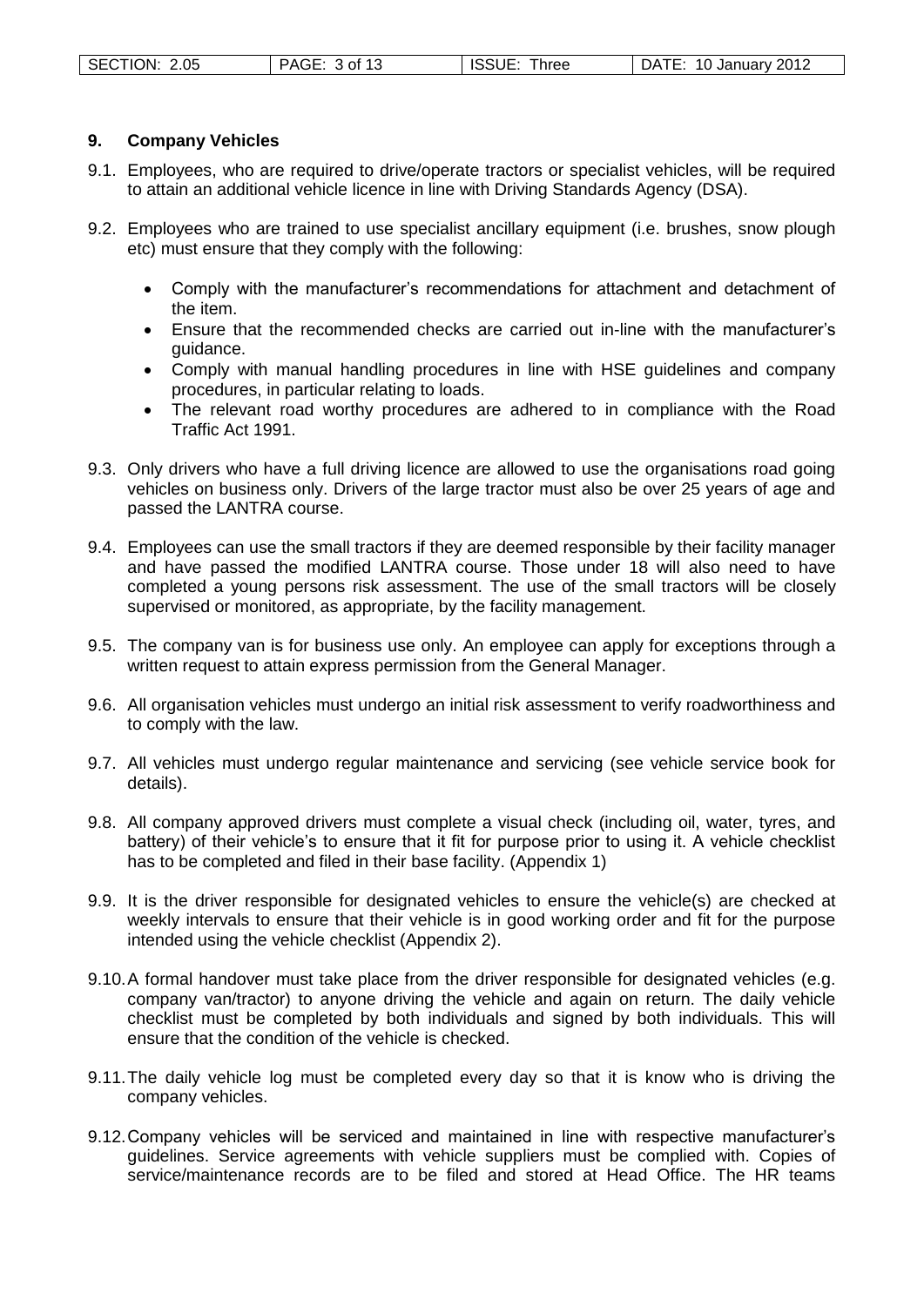## 9. Company Vehicles

9.1. Employees, who are required to drive/operate tractors or specialist vehicles, will be required to attain an additional vehicle licence in line with Driving Standards Agency (DSA).

9.2. Employees who are trained to use specialist ancillary equipment (i.e. brushes, snow plough etc) must ensure that they comply with the following:

- Comply with the manufacturer's recommendations for attachment and detachment of the item.
- Ensure that the recommended checks are carried out in-line with the manufacturer's guidance.
- Comply with manual handling procedures in line with HSE guidelines and company procedures, in particular relating to loads.
- The relevant road worthy procedures are adhered to in compliance with the Road Traffic Act 1991.

9.3. Only drivers who have a full driving licence are allowed to use the organisations road going vehicles on business only. Drivers of the large tractor must also be over 25 years of age and passed the LANTRA course.

9.4. Employees can use the small tractors if they are deemed responsible by their facility manager and have passed the modified LANTRA course. Those under 18 will also need to have completed a young persons risk assessment. The use of the small tractors will be closely supervised or monitored, as appropriate, by the facility management.

9.5. The company van is for business use only. An employee can apply for exceptions through a written request to attain express permission from the General Manager.

9.6. All organisation vehicles must undergo an initial risk assessment to verify roadworthiness and to comply with the law.

9.7. All vehicles must undergo regular maintenance and servicing (see vehicle service book for details).

9.8. All company approved drivers must complete a visual check (including oil, water, tyres, and battery) of their vehicle's to ensure that it fit for purpose prior to using it. A vehicle checklist has to be completed and filed in their base facility. (Appendix 1)

9.9. It is the driver responsible for designated vehicles to ensure the vehicle(s) are checked at weekly intervals to ensure that their vehicle is in good working order and fit for the purpose intended using the vehicle checklist (Appendix 2).

9.10. A formal handover must take place from the driver responsible for designated vehicles (e.g. company van/tractor) to anyone driving the vehicle and again on return. The daily vehicle checklist must be completed by both individuals and signed by both individuals. This will ensure that the condition of the vehicle is checked.

9.11. The daily vehicle log must be completed every day so that it is know who is driving the company vehicles.

9.12. Company vehicles will be serviced and maintained in line with respective manufacturer's guidelines. Service agreements with vehicle suppliers must be complied with. Copies of service/maintenance records are to be filed and stored at Head Office. The HR teams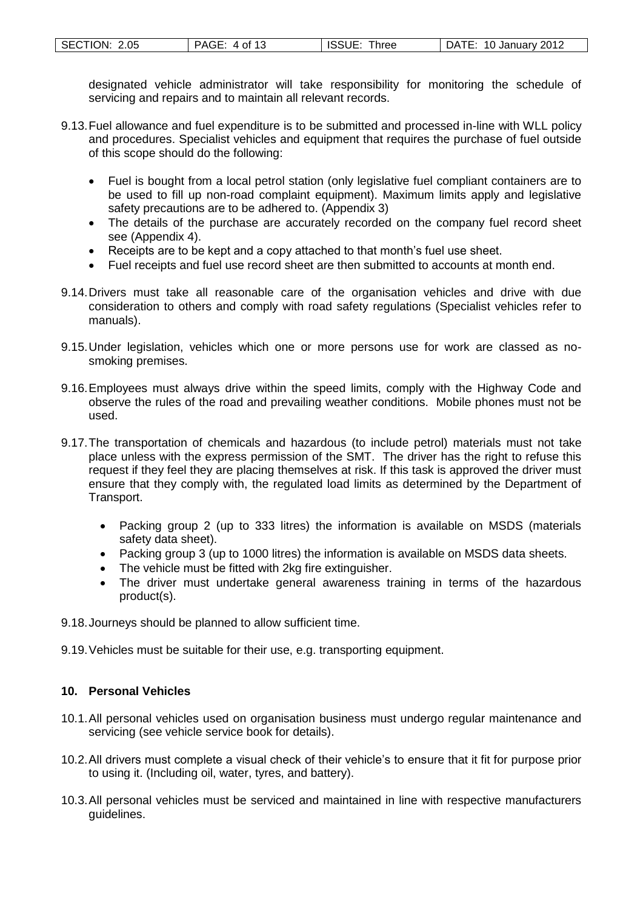designated vehicle administrator will take responsibility for monitoring the schedule of servicing and repairs and to maintain all relevant records.

9.13. Fuel allowance and fuel expenditure is to be submitted and processed in-line with WLL policy and procedures. Specialist vehicles and equipment that requires the purchase of fuel outside of this scope should do the following:

- Fuel is bought from a local petrol station (only legislative fuel compliant containers are to be used to fill up non-road complaint equipment). Maximum limits apply and legislative safety precautions are to be adhered to. (Appendix 3)
- The details of the purchase are accurately recorded on the company fuel record sheet see (Appendix 4).
- Receipts are to be kept and a copy attached to that month's fuel use sheet.
- Fuel receipts and fuel use record sheet are then submitted to accounts at month end.

9.14. Drivers must take all reasonable care of the organisation vehicles and drive with due consideration to others and comply with road safety regulations (Specialist vehicles refer to manuals).

9.15. Under legislation, vehicles which one or more persons use for work are classed as no-smoking premises.

9.16. Employees must always drive within the speed limits, comply with the Highway Code and observe the rules of the road and prevailing weather conditions. Mobile phones must not be used.

9.17. The transportation of chemicals and hazardous (to include petrol) materials must not take place unless with the express permission of the SMT. The driver has the right to refuse this request if they feel they are placing themselves at risk. If this task is approved the driver must ensure that they comply with, the regulated load limits as determined by the Department of Transport.

- Packing group 2 (up to 333 litres) the information is available on MSDS (materials safety data sheet).
- Packing group 3 (up to 1000 litres) the information is available on MSDS data sheets.
- The vehicle must be fitted with 2kg fire extinguisher.
- The driver must undertake general awareness training in terms of the hazardous product(s).

9.18. Journeys should be planned to allow sufficient time.

9.19. Vehicles must be suitable for their use, e.g. transporting equipment.

## 10. Personal Vehicles

10.1. All personal vehicles used on organisation business must undergo regular maintenance and servicing (see vehicle service book for details).

10.2. All drivers must complete a visual check of their vehicle's to ensure that it fit for purpose prior to using it. (Including oil, water, tyres, and battery).

10.3. All personal vehicles must be serviced and maintained in line with respective manufacturers guidelines.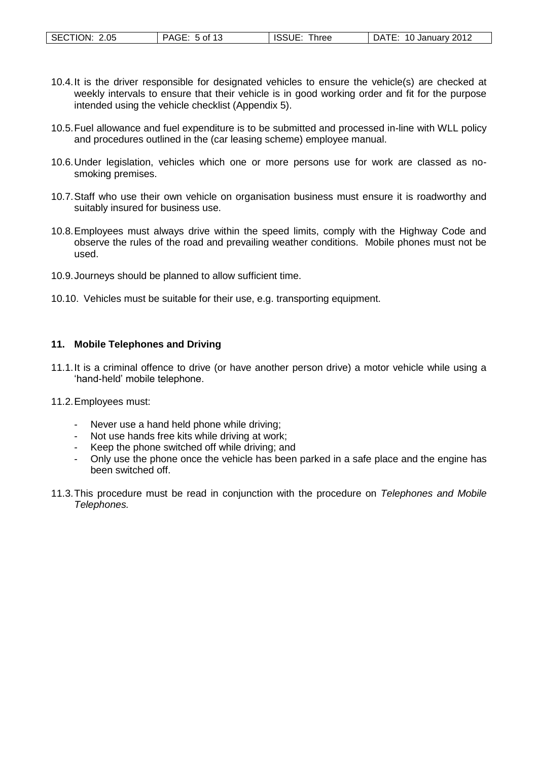10.4. It is the driver responsible for designated vehicles to ensure the vehicle(s) are checked at weekly intervals to ensure that their vehicle is in good working order and fit for the purpose intended using the vehicle checklist (Appendix 5).

10.5. Fuel allowance and fuel expenditure is to be submitted and processed in-line with WLL policy and procedures outlined in the (car leasing scheme) employee manual.

10.6. Under legislation, vehicles which one or more persons use for work are classed as no-smoking premises.

10.7. Staff who use their own vehicle on organisation business must ensure it is roadworthy and suitably insured for business use.

10.8. Employees must always drive within the speed limits, comply with the Highway Code and observe the rules of the road and prevailing weather conditions. Mobile phones must not be used.

10.9. Journeys should be planned to allow sufficient time.

10.10. Vehicles must be suitable for their use, e.g. transporting equipment.

## 11. Mobile Telephones and Driving

11.1. It is a criminal offence to drive (or have another person drive) a motor vehicle while using a 'hand-held' mobile telephone.

11.2. Employees must:

- Never use a hand held phone while driving;
- Not use hands free kits while driving at work;
- Keep the phone switched off while driving; and
- Only use the phone once the vehicle has been parked in a safe place and the engine has been switched off.

11.3. This procedure must be read in conjunction with the procedure on *Telephones and Mobile Telephones.*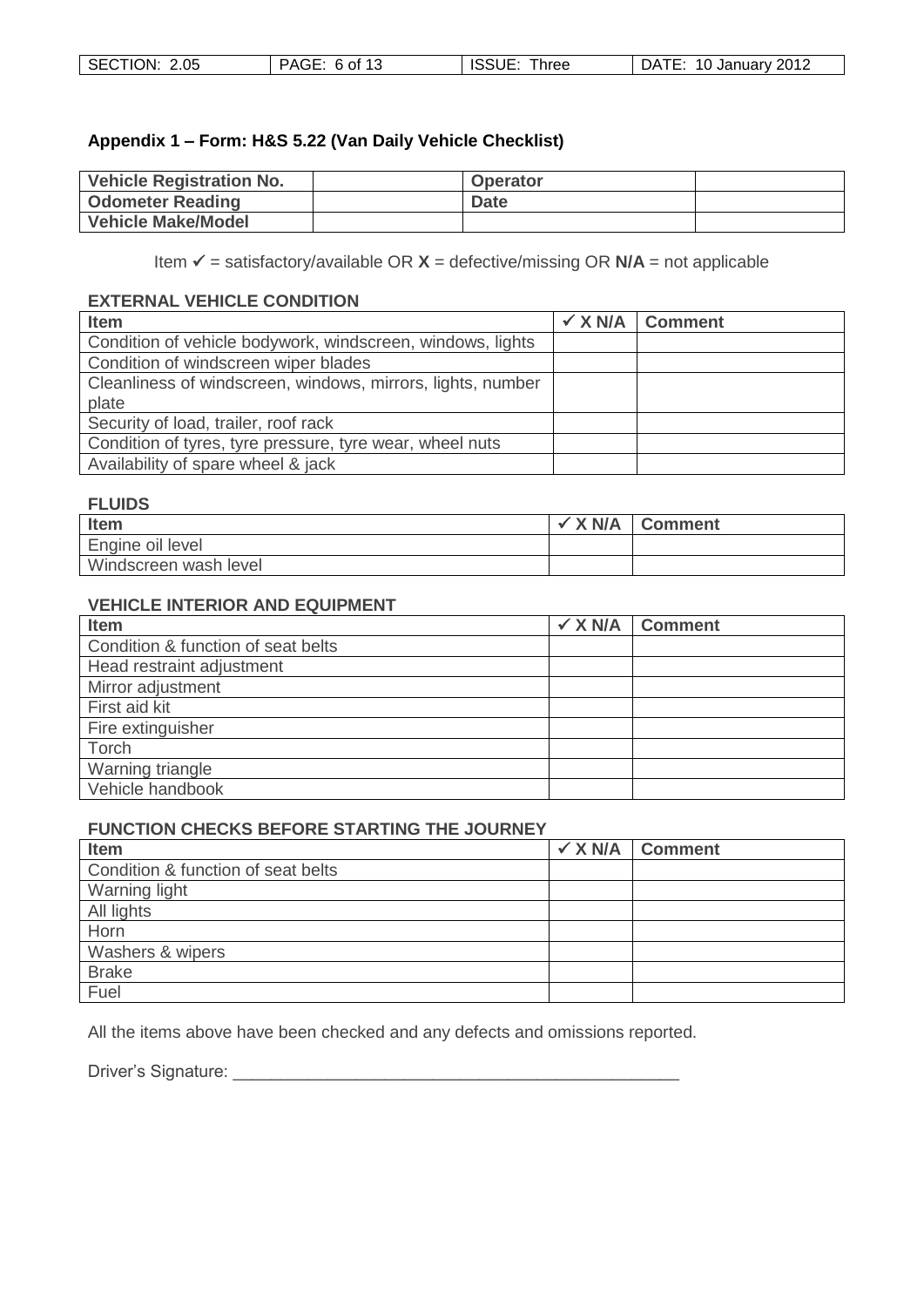## Appendix 1 – Form: H&S 5.22 (Van Daily Vehicle Checklist)

| Vehicle Registration No. | | Operator | |
|---|---|---|---|
| Odometer Reading | | Date | |
| Vehicle Make/Model | | | |

Item ✓ = satisfactory/available OR **X** = defective/missing OR **N/A** = not applicable

### EXTERNAL VEHICLE CONDITION

| Item | ✓ X N/A | Comment |
|---|---|---|
| Condition of vehicle bodywork, windscreen, windows, lights | | |
| Condition of windscreen wiper blades | | |
| Cleanliness of windscreen, windows, mirrors, lights, number plate | | |
| Security of load, trailer, roof rack | | |
| Condition of tyres, tyre pressure, tyre wear, wheel nuts | | |
| Availability of spare wheel & jack | | |

### FLUIDS

| Item | ✓ X N/A | Comment |
|---|---|---|
| Engine oil level | | |
| Windscreen wash level | | |

### VEHICLE INTERIOR AND EQUIPMENT

| Item | ✓ X N/A | Comment |
|---|---|---|
| Condition & function of seat belts | | |
| Head restraint adjustment | | |
| Mirror adjustment | | |
| First aid kit | | |
| Fire extinguisher | | |
| Torch | | |
| Warning triangle | | |
| Vehicle handbook | | |

### FUNCTION CHECKS BEFORE STARTING THE JOURNEY

| Item | ✓ X N/A | Comment |
|---|---|---|
| Condition & function of seat belts | | |
| Warning light | | |
| All lights | | |
| Horn | | |
| Washers & wipers | | |
| Brake | | |
| Fuel | | |

All the items above have been checked and any defects and omissions reported.

Driver's Signature: ___________________________________________________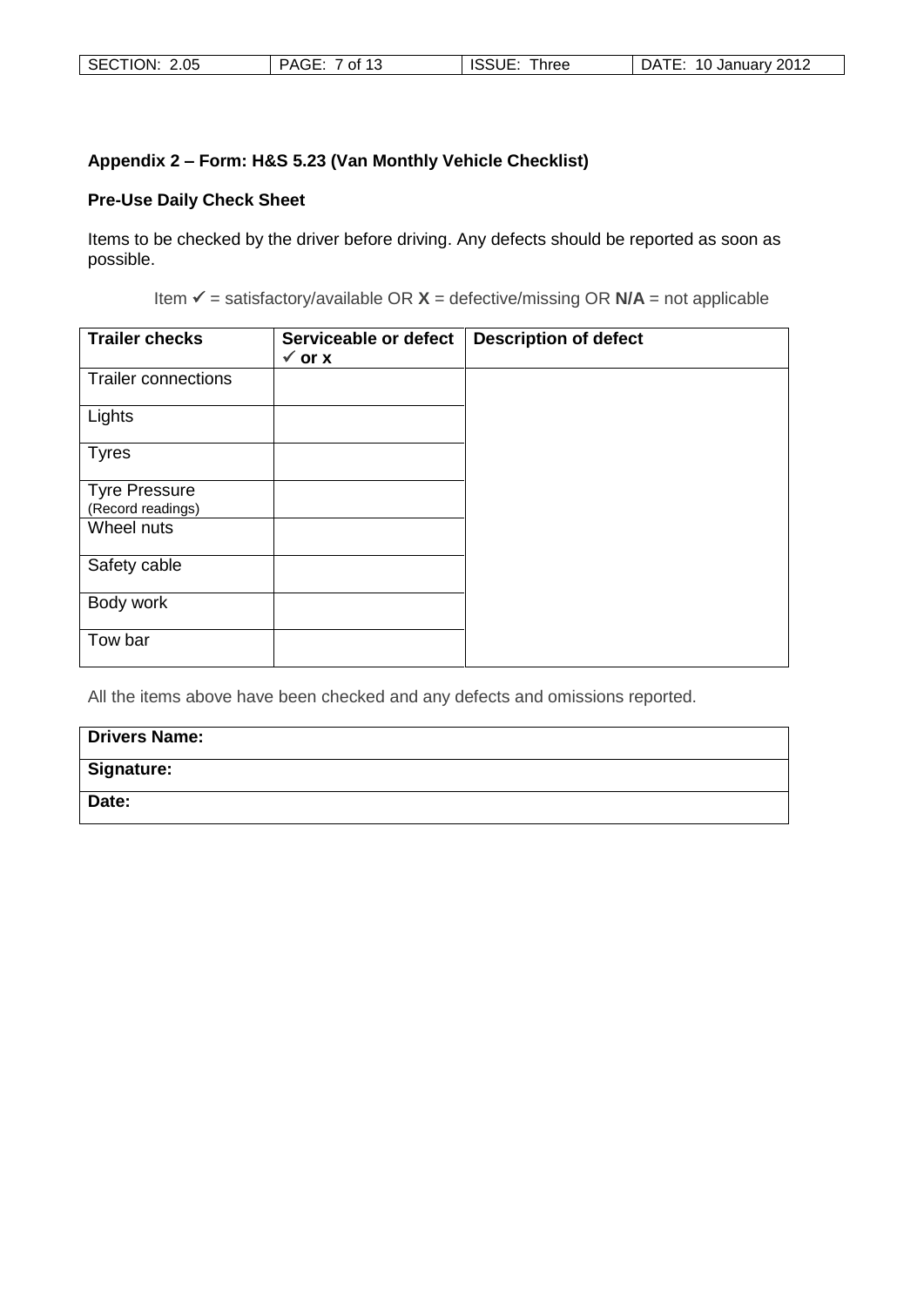**Appendix 2 – Form: H&S 5.23 (Van Monthly Vehicle Checklist)**

**Pre-Use Daily Check Sheet**

Items to be checked by the driver before driving. Any defects should be reported as soon as possible.

Item ✓ = satisfactory/available OR **X** = defective/missing OR **N/A** = not applicable

| **Trailer checks** | **Serviceable or defect ✓ or x** | **Description of defect** |
|---|---|---|
| Trailer connections | | |
| Lights | | |
| Tyres | | |
| Tyre Pressure (Record readings) | | |
| Wheel nuts | | |
| Safety cable | | |
| Body work | | |
| Tow bar | | |

All the items above have been checked and any defects and omissions reported.

| **Drivers Name:** |
|---|
| **Signature:** |
| **Date:** |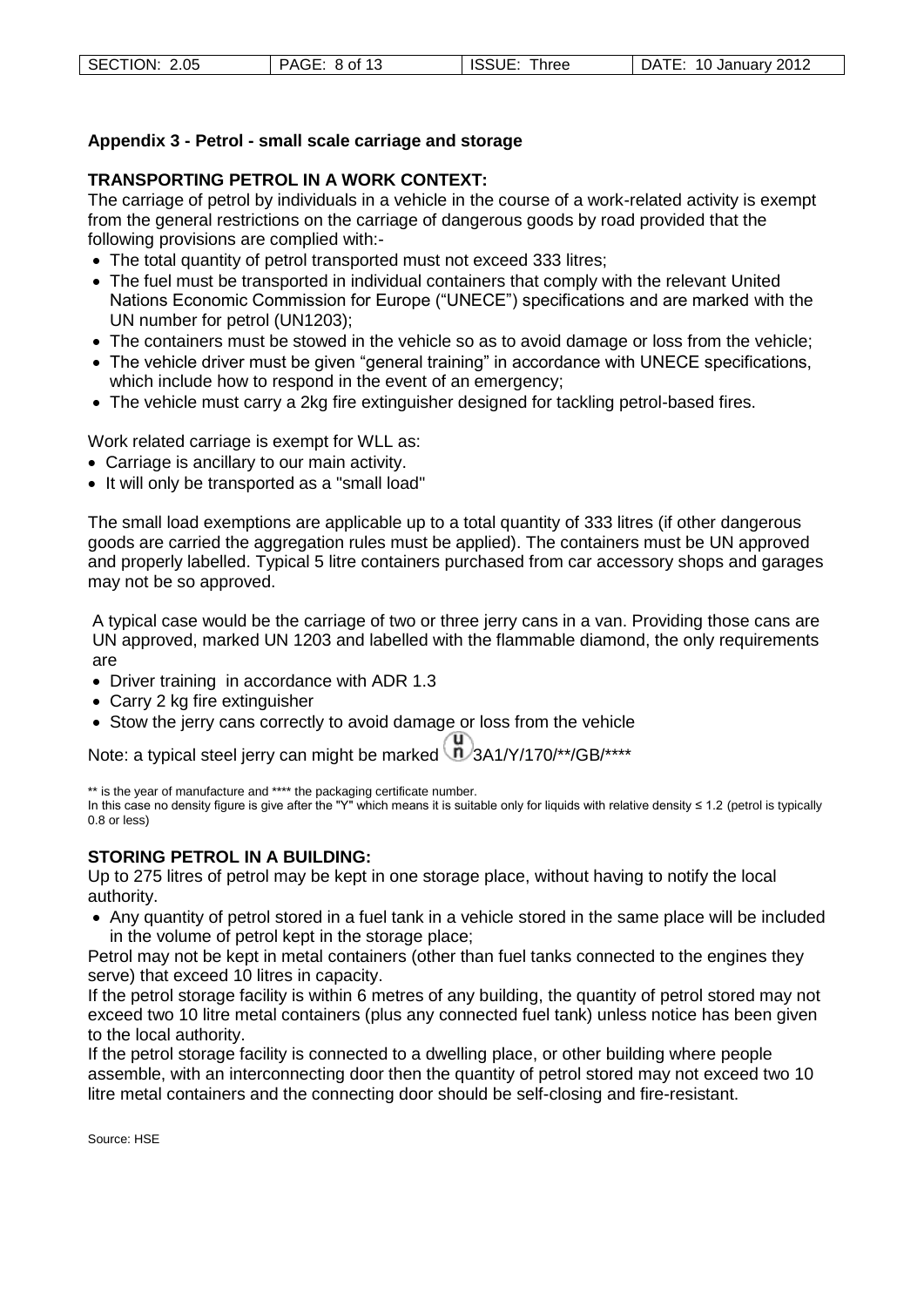## Appendix 3 - Petrol - small scale carriage and storage

### TRANSPORTING PETROL IN A WORK CONTEXT:

The carriage of petrol by individuals in a vehicle in the course of a work-related activity is exempt from the general restrictions on the carriage of dangerous goods by road provided that the following provisions are complied with:-

- The total quantity of petrol transported must not exceed 333 litres;
- The fuel must be transported in individual containers that comply with the relevant United Nations Economic Commission for Europe ("UNECE") specifications and are marked with the UN number for petrol (UN1203);
- The containers must be stowed in the vehicle so as to avoid damage or loss from the vehicle;
- The vehicle driver must be given "general training" in accordance with UNECE specifications, which include how to respond in the event of an emergency;
- The vehicle must carry a 2kg fire extinguisher designed for tackling petrol-based fires.

Work related carriage is exempt for WLL as:

- Carriage is ancillary to our main activity.
- It will only be transported as a "small load"

The small load exemptions are applicable up to a total quantity of 333 litres (if other dangerous goods are carried the aggregation rules must be applied). The containers must be UN approved and properly labelled. Typical 5 litre containers purchased from car accessory shops and garages may not be so approved.

A typical case would be the carriage of two or three jerry cans in a van. Providing those cans are UN approved, marked UN 1203 and labelled with the flammable diamond, the only requirements are

- Driver training in accordance with ADR 1.3
- Carry 2 kg fire extinguisher
- Stow the jerry cans correctly to avoid damage or loss from the vehicle

Note: a typical steel jerry can might be marked (un) 3A1/Y/170/**/GB/****

** is the year of manufacture and **** the packaging certificate number.
In this case no density figure is give after the "Y" which means it is suitable only for liquids with relative density ≤ 1.2 (petrol is typically 0.8 or less)

### STORING PETROL IN A BUILDING:

Up to 275 litres of petrol may be kept in one storage place, without having to notify the local authority.

- Any quantity of petrol stored in a fuel tank in a vehicle stored in the same place will be included in the volume of petrol kept in the storage place;

Petrol may not be kept in metal containers (other than fuel tanks connected to the engines they serve) that exceed 10 litres in capacity.

If the petrol storage facility is within 6 metres of any building, the quantity of petrol stored may not exceed two 10 litre metal containers (plus any connected fuel tank) unless notice has been given to the local authority.

If the petrol storage facility is connected to a dwelling place, or other building where people assemble, with an interconnecting door then the quantity of petrol stored may not exceed two 10 litre metal containers and the connecting door should be self-closing and fire-resistant.

Source: HSE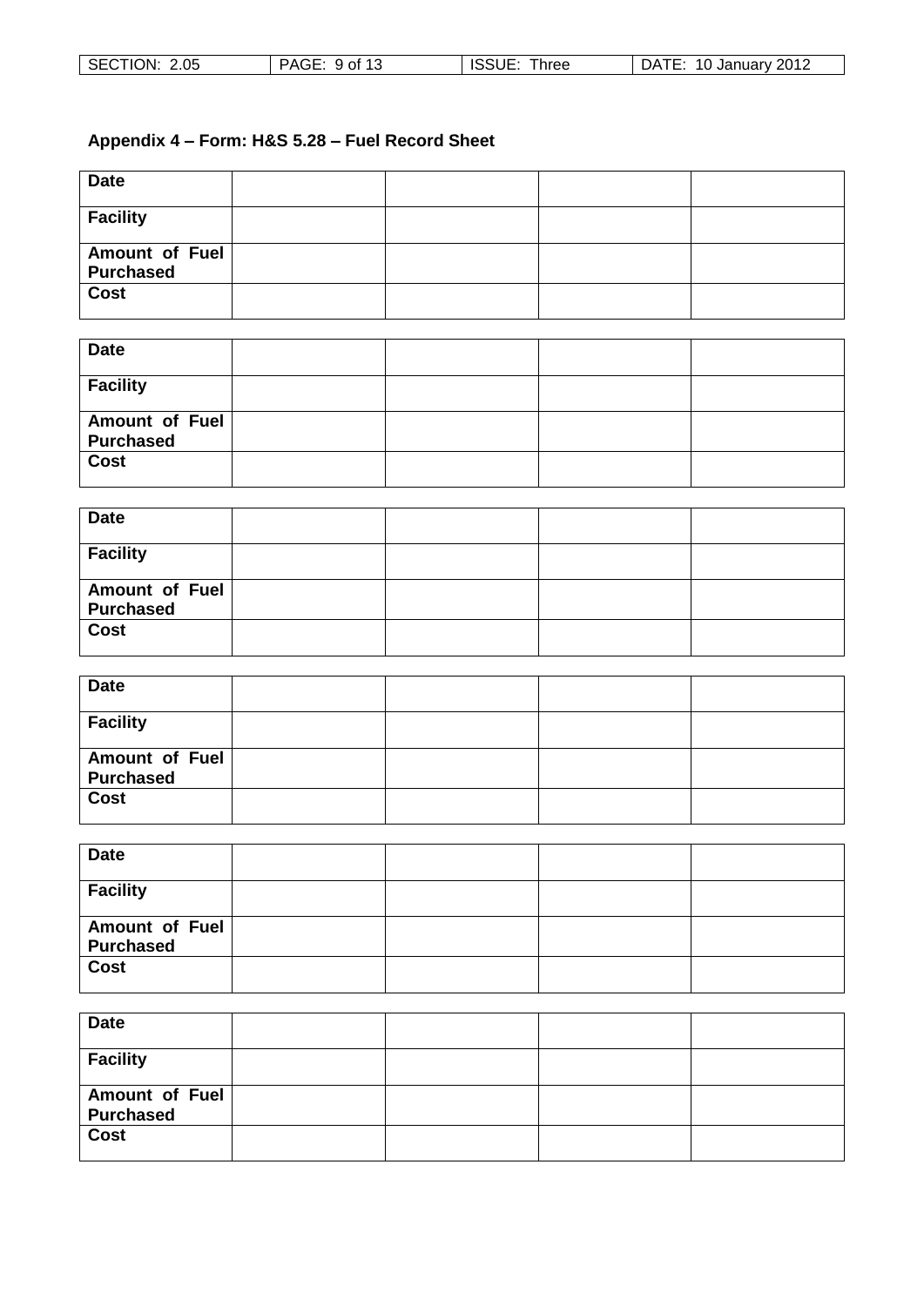### Appendix 4 – Form: H&S 5.28 – Fuel Record Sheet

| **Date** | | | | |
|---|---|---|---|---|
| **Facility** | | | | |
| **Amount of Fuel Purchased** | | | | |
| **Cost** | | | | |

| **Date** | | | | |
|---|---|---|---|---|
| **Facility** | | | | |
| **Amount of Fuel Purchased** | | | | |
| **Cost** | | | | |

| **Date** | | | | |
|---|---|---|---|---|
| **Facility** | | | | |
| **Amount of Fuel Purchased** | | | | |
| **Cost** | | | | |

| **Date** | | | | |
|---|---|---|---|---|
| **Facility** | | | | |
| **Amount of Fuel Purchased** | | | | |
| **Cost** | | | | |

| **Date** | | | | |
|---|---|---|---|---|
| **Facility** | | | | |
| **Amount of Fuel Purchased** | | | | |
| **Cost** | | | | |

| **Date** | | | | |
|---|---|---|---|---|
| **Facility** | | | | |
| **Amount of Fuel Purchased** | | | | |
| **Cost** | | | | |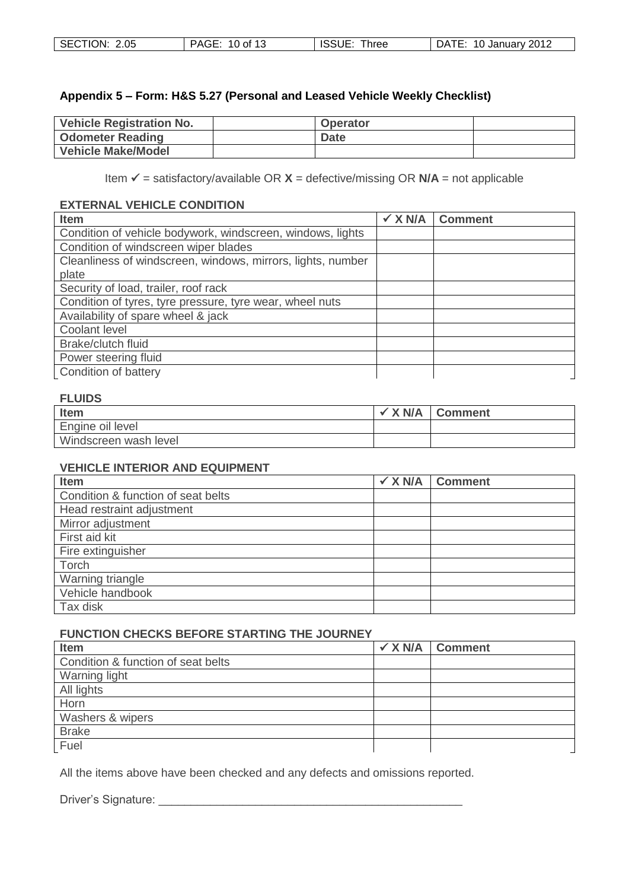## Appendix 5 – Form: H&S 5.27 (Personal and Leased Vehicle Weekly Checklist)

| **Vehicle Registration No.** | | **Operator** | |
|---|---|---|---|
| **Odometer Reading** | | **Date** | |
| **Vehicle Make/Model** | | | |

Item ✓ = satisfactory/available OR **X** = defective/missing OR **N/A** = not applicable

### EXTERNAL VEHICLE CONDITION

| Item | ✓ X N/A | Comment |
|---|---|---|
| Condition of vehicle bodywork, windscreen, windows, lights | | |
| Condition of windscreen wiper blades | | |
| Cleanliness of windscreen, windows, mirrors, lights, number plate | | |
| Security of load, trailer, roof rack | | |
| Condition of tyres, tyre pressure, tyre wear, wheel nuts | | |
| Availability of spare wheel & jack | | |
| Coolant level | | |
| Brake/clutch fluid | | |
| Power steering fluid | | |
| Condition of battery | | |

### FLUIDS

| Item | ✓ X N/A | Comment |
|---|---|---|
| Engine oil level | | |
| Windscreen wash level | | |

### VEHICLE INTERIOR AND EQUIPMENT

| Item | ✓ X N/A | Comment |
|---|---|---|
| Condition & function of seat belts | | |
| Head restraint adjustment | | |
| Mirror adjustment | | |
| First aid kit | | |
| Fire extinguisher | | |
| Torch | | |
| Warning triangle | | |
| Vehicle handbook | | |
| Tax disk | | |

### FUNCTION CHECKS BEFORE STARTING THE JOURNEY

| Item | ✓ X N/A | Comment |
|---|---|---|
| Condition & function of seat belts | | |
| Warning light | | |
| All lights | | |
| Horn | | |
| Washers & wipers | | |
| Brake | | |
| Fuel | | |

All the items above have been checked and any defects and omissions reported.

Driver's Signature: \_\_\_\_\_\_\_\_\_\_\_\_\_\_\_\_\_\_\_\_\_\_\_\_\_\_\_\_\_\_\_\_\_\_\_\_\_\_\_\_\_\_\_\_\_\_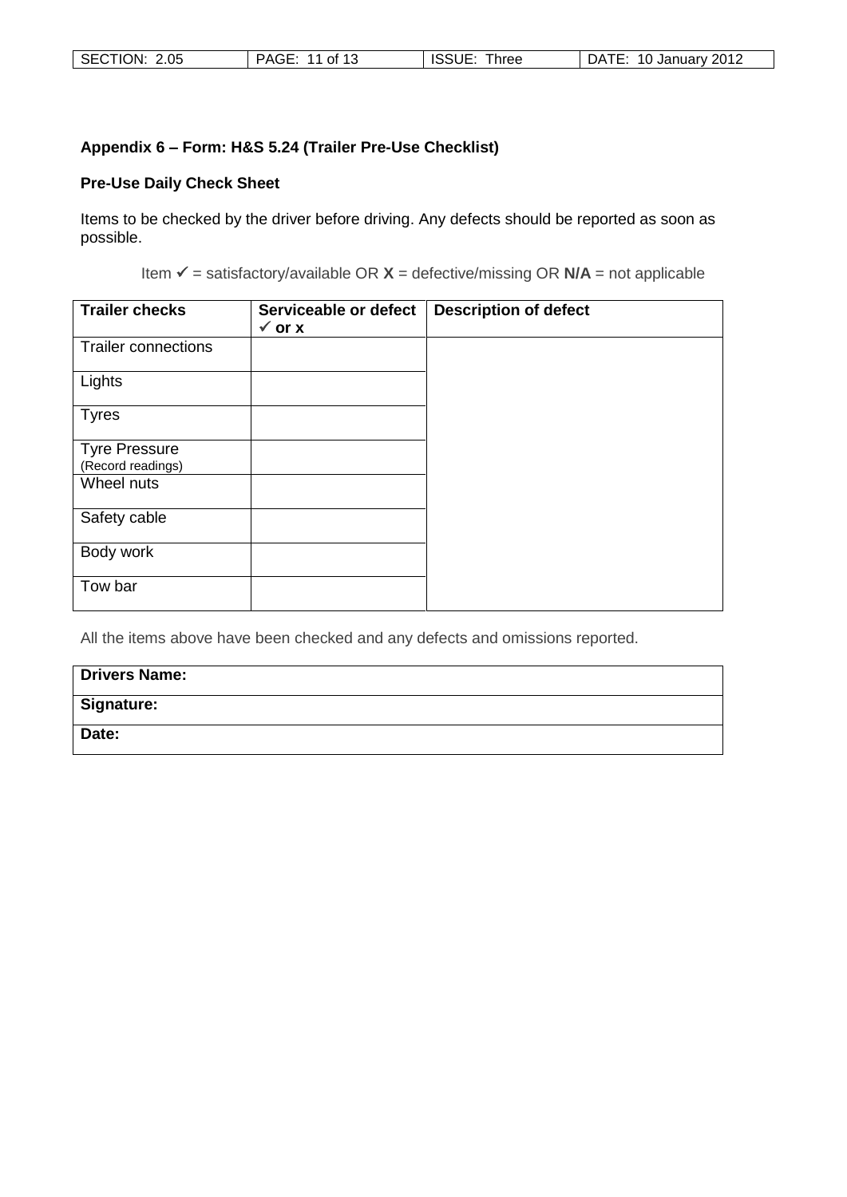**Appendix 6 – Form: H&S 5.24 (Trailer Pre-Use Checklist)**

**Pre-Use Daily Check Sheet**

Items to be checked by the driver before driving. Any defects should be reported as soon as possible.

Item ✓ = satisfactory/available OR **X** = defective/missing OR **N/A** = not applicable

| **Trailer checks** | **Serviceable or defect ✓ or x** | **Description of defect** |
|---|---|---|
| Trailer connections | | |
| Lights | | |
| Tyres | | |
| Tyre Pressure (Record readings) | | |
| Wheel nuts | | |
| Safety cable | | |
| Body work | | |
| Tow bar | | |

All the items above have been checked and any defects and omissions reported.

| **Drivers Name:** |
|---|
| **Signature:** |
| **Date:** |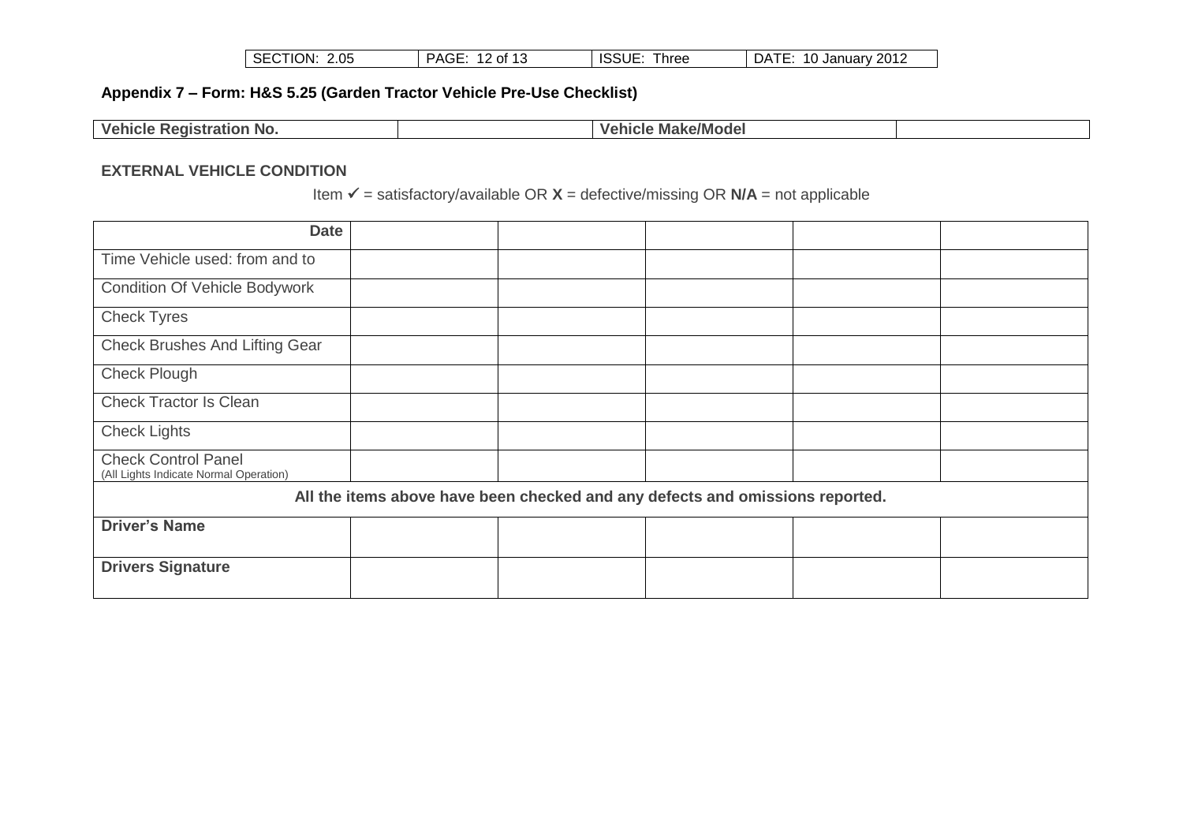## Appendix 7 – Form: H&S 5.25 (Garden Tractor Vehicle Pre-Use Checklist)

| **Vehicle Registration No.** | | **Vehicle Make/Model** | |
|---|---|---|---|

### EXTERNAL VEHICLE CONDITION

Item ✓ = satisfactory/available OR **X** = defective/missing OR **N/A** = not applicable

| **Date** | | | | | |
|---|---|---|---|---|---|
| Time Vehicle used: from and to | | | | | |
| Condition Of Vehicle Bodywork | | | | | |
| Check Tyres | | | | | |
| Check Brushes And Lifting Gear | | | | | |
| Check Plough | | | | | |
| Check Tractor Is Clean | | | | | |
| Check Lights | | | | | |
| Check Control Panel (All Lights Indicate Normal Operation) | | | | | |
| **All the items above have been checked and any defects and omissions reported.** | | | | | |
| **Driver's Name** | | | | | |
| **Drivers Signature** | | | | | |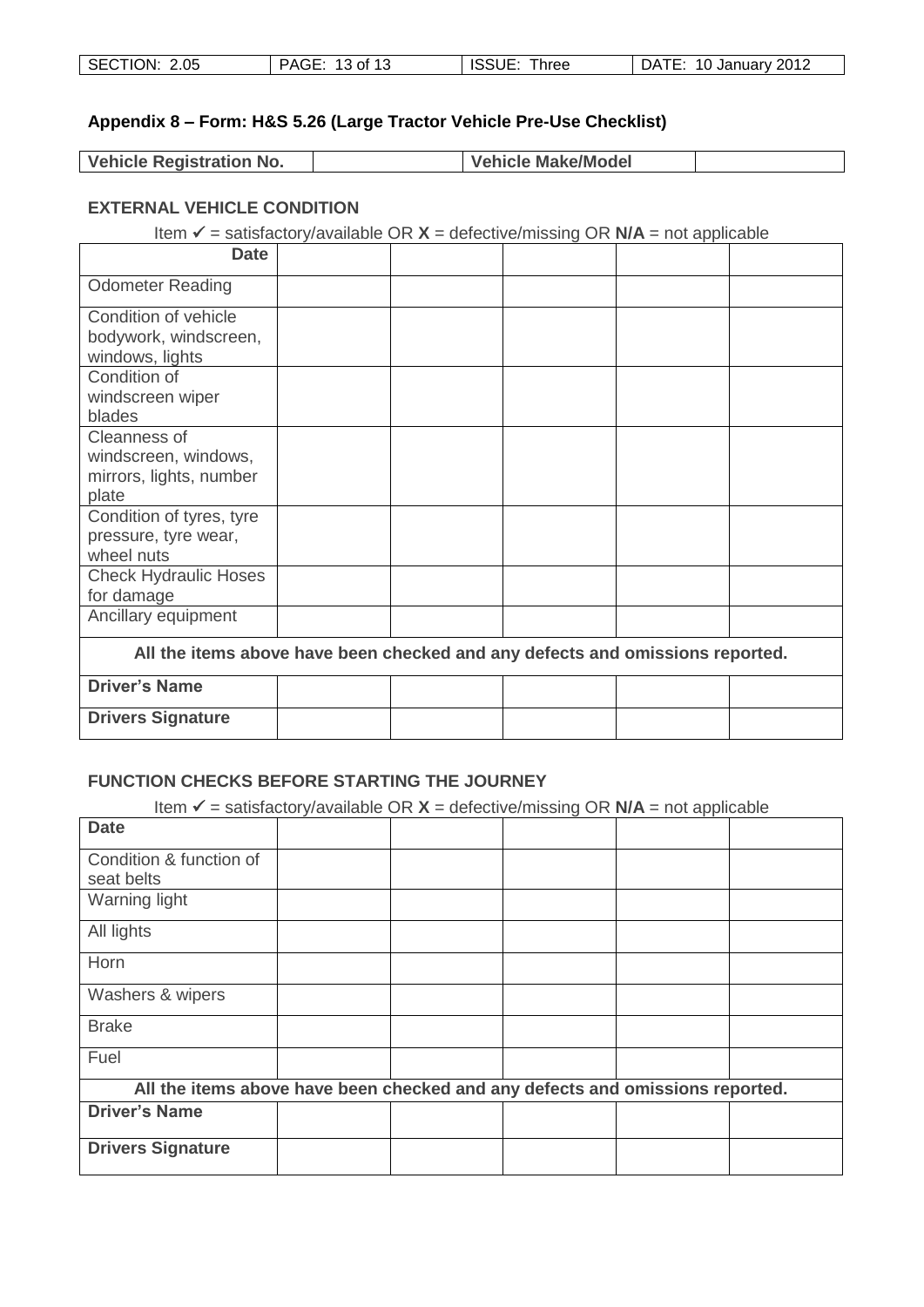## Appendix 8 – Form: H&S 5.26 (Large Tractor Vehicle Pre-Use Checklist)

| Vehicle Registration No. | | Vehicle Make/Model | |
|---|---|---|---|

### EXTERNAL VEHICLE CONDITION

Item ✓ = satisfactory/available OR **X** = defective/missing OR **N/A** = not applicable

| **Date** | | | | | |
|---|---|---|---|---|---|
| Odometer Reading | | | | | |
| Condition of vehicle bodywork, windscreen, windows, lights | | | | | |
| Condition of windscreen wiper blades | | | | | |
| Cleanness of windscreen, windows, mirrors, lights, number plate | | | | | |
| Condition of tyres, tyre pressure, tyre wear, wheel nuts | | | | | |
| Check Hydraulic Hoses for damage | | | | | |
| Ancillary equipment | | | | | |
| **All the items above have been checked and any defects and omissions reported.** | | | | | |
| **Driver's Name** | | | | | |
| **Drivers Signature** | | | | | |

### FUNCTION CHECKS BEFORE STARTING THE JOURNEY

Item ✓ = satisfactory/available OR **X** = defective/missing OR **N/A** = not applicable

| **Date** | | | | | |
|---|---|---|---|---|---|
| Condition & function of seat belts | | | | | |
| Warning light | | | | | |
| All lights | | | | | |
| Horn | | | | | |
| Washers & wipers | | | | | |
| Brake | | | | | |
| Fuel | | | | | |
| **All the items above have been checked and any defects and omissions reported.** | | | | | |
| **Driver's Name** | | | | | |
| **Drivers Signature** | | | | | |